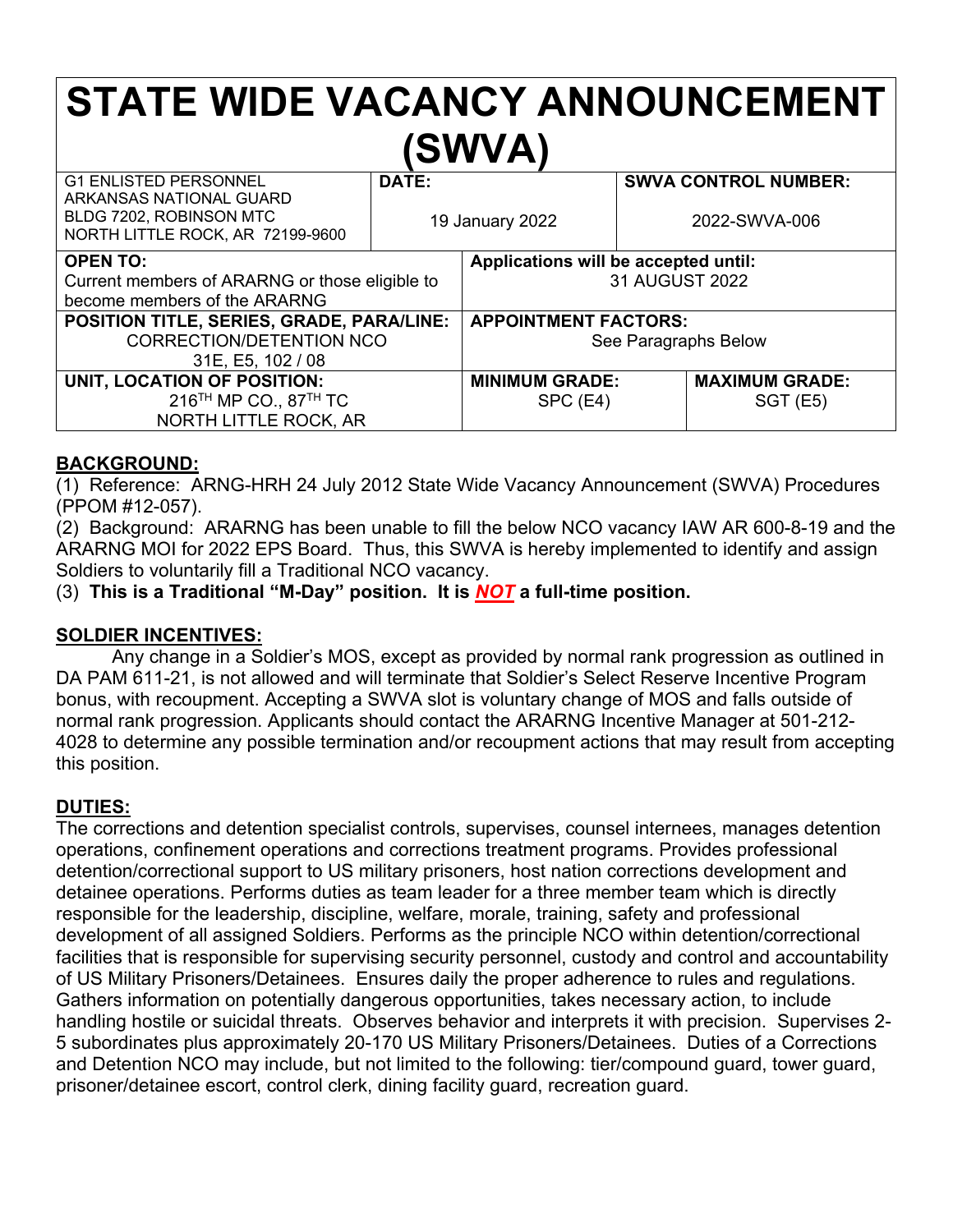# STATE WIDE VACANCY ANNOUNCEMENT (SWVA)

| G1 ENLISTED PERSONNEL<br>ARKANSAS NATIONAL GUARD<br>BLDG 7202, ROBINSON MTC<br>NORTH LITTLE ROCK, AR 72199-9600 | **DATE:**<br>19 January 2022 | | **SWVA CONTROL NUMBER:**<br>2022-SWVA-006 |
|---|---|---|---|
| **OPEN TO:**<br>Current members of ARARNG or those eligible to become members of the ARARNG | | **Applications will be accepted until:**<br>31 AUGUST 2022 | |
| **POSITION TITLE, SERIES, GRADE, PARA/LINE:**<br>CORRECTION/DETENTION NCO<br>31E, E5, 102 / 08 | | **APPOINTMENT FACTORS:**<br>See Paragraphs Below | |
| **UNIT, LOCATION OF POSITION:**<br>216TH MP CO., 87TH TC<br>NORTH LITTLE ROCK, AR | | **MINIMUM GRADE:**<br>SPC (E4) | **MAXIMUM GRADE:**<br>SGT (E5) |

## BACKGROUND:

(1) Reference: ARNG-HRH 24 July 2012 State Wide Vacancy Announcement (SWVA) Procedures (PPOM #12-057).

(2) Background: ARARNG has been unable to fill the below NCO vacancy IAW AR 600-8-19 and the ARARNG MOI for 2022 EPS Board. Thus, this SWVA is hereby implemented to identify and assign Soldiers to voluntarily fill a Traditional NCO vacancy.

(3) **This is a Traditional "M-Day" position. It is *NOT* a full-time position.**

## SOLDIER INCENTIVES:

Any change in a Soldier's MOS, except as provided by normal rank progression as outlined in DA PAM 611-21, is not allowed and will terminate that Soldier's Select Reserve Incentive Program bonus, with recoupment. Accepting a SWVA slot is voluntary change of MOS and falls outside of normal rank progression. Applicants should contact the ARARNG Incentive Manager at 501-212-4028 to determine any possible termination and/or recoupment actions that may result from accepting this position.

## DUTIES:

The corrections and detention specialist controls, supervises, counsel internees, manages detention operations, confinement operations and corrections treatment programs. Provides professional detention/correctional support to US military prisoners, host nation corrections development and detainee operations. Performs duties as team leader for a three member team which is directly responsible for the leadership, discipline, welfare, morale, training, safety and professional development of all assigned Soldiers. Performs as the principle NCO within detention/correctional facilities that is responsible for supervising security personnel, custody and control and accountability of US Military Prisoners/Detainees. Ensures daily the proper adherence to rules and regulations. Gathers information on potentially dangerous opportunities, takes necessary action, to include handling hostile or suicidal threats. Observes behavior and interprets it with precision. Supervises 2-5 subordinates plus approximately 20-170 US Military Prisoners/Detainees. Duties of a Corrections and Detention NCO may include, but not limited to the following: tier/compound guard, tower guard, prisoner/detainee escort, control clerk, dining facility guard, recreation guard.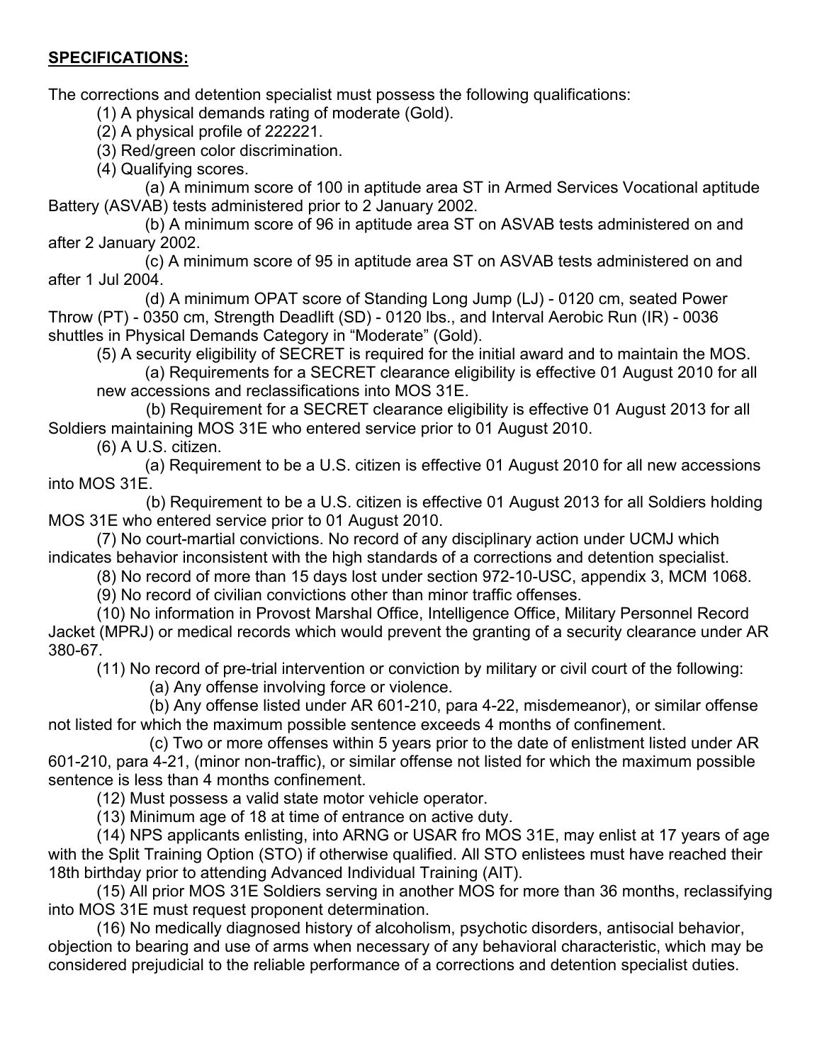**SPECIFICATIONS:**

The corrections and detention specialist must possess the following qualifications:

(1) A physical demands rating of moderate (Gold).

(2) A physical profile of 222221.

(3) Red/green color discrimination.

(4) Qualifying scores.

(a) A minimum score of 100 in aptitude area ST in Armed Services Vocational aptitude Battery (ASVAB) tests administered prior to 2 January 2002.

(b) A minimum score of 96 in aptitude area ST on ASVAB tests administered on and after 2 January 2002.

(c) A minimum score of 95 in aptitude area ST on ASVAB tests administered on and after 1 Jul 2004.

(d) A minimum OPAT score of Standing Long Jump (LJ) - 0120 cm, seated Power Throw (PT) - 0350 cm, Strength Deadlift (SD) - 0120 lbs., and Interval Aerobic Run (IR) - 0036 shuttles in Physical Demands Category in "Moderate" (Gold).

(5) A security eligibility of SECRET is required for the initial award and to maintain the MOS.

(a) Requirements for a SECRET clearance eligibility is effective 01 August 2010 for all new accessions and reclassifications into MOS 31E.

(b) Requirement for a SECRET clearance eligibility is effective 01 August 2013 for all Soldiers maintaining MOS 31E who entered service prior to 01 August 2010.

(6) A U.S. citizen.

(a) Requirement to be a U.S. citizen is effective 01 August 2010 for all new accessions into MOS 31E.

(b) Requirement to be a U.S. citizen is effective 01 August 2013 for all Soldiers holding MOS 31E who entered service prior to 01 August 2010.

(7) No court-martial convictions. No record of any disciplinary action under UCMJ which indicates behavior inconsistent with the high standards of a corrections and detention specialist.

(8) No record of more than 15 days lost under section 972-10-USC, appendix 3, MCM 1068.

(9) No record of civilian convictions other than minor traffic offenses.

(10) No information in Provost Marshal Office, Intelligence Office, Military Personnel Record Jacket (MPRJ) or medical records which would prevent the granting of a security clearance under AR 380-67.

(11) No record of pre-trial intervention or conviction by military or civil court of the following:

(a) Any offense involving force or violence.

(b) Any offense listed under AR 601-210, para 4-22, misdemeanor), or similar offense not listed for which the maximum possible sentence exceeds 4 months of confinement.

(c) Two or more offenses within 5 years prior to the date of enlistment listed under AR 601-210, para 4-21, (minor non-traffic), or similar offense not listed for which the maximum possible sentence is less than 4 months confinement.

(12) Must possess a valid state motor vehicle operator.

(13) Minimum age of 18 at time of entrance on active duty.

(14) NPS applicants enlisting, into ARNG or USAR fro MOS 31E, may enlist at 17 years of age with the Split Training Option (STO) if otherwise qualified. All STO enlistees must have reached their 18th birthday prior to attending Advanced Individual Training (AIT).

(15) All prior MOS 31E Soldiers serving in another MOS for more than 36 months, reclassifying into MOS 31E must request proponent determination.

(16) No medically diagnosed history of alcoholism, psychotic disorders, antisocial behavior, objection to bearing and use of arms when necessary of any behavioral characteristic, which may be considered prejudicial to the reliable performance of a corrections and detention specialist duties.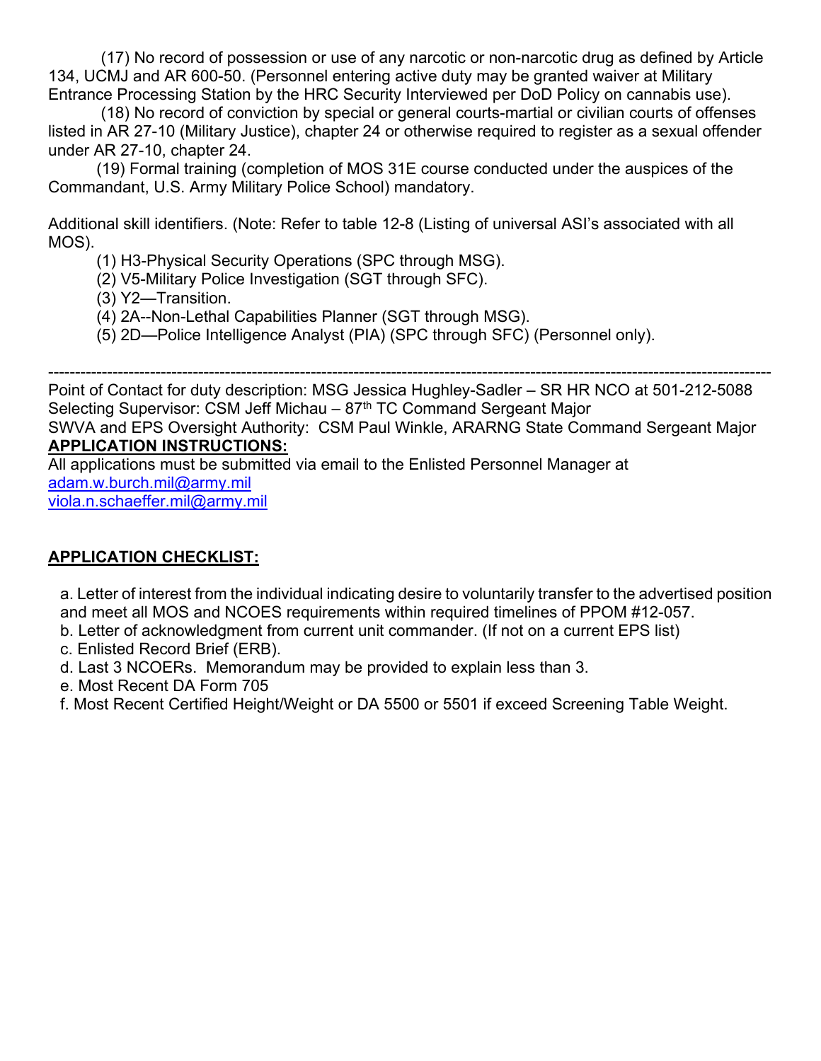(17) No record of possession or use of any narcotic or non-narcotic drug as defined by Article 134, UCMJ and AR 600-50. (Personnel entering active duty may be granted waiver at Military Entrance Processing Station by the HRC Security Interviewed per DoD Policy on cannabis use).

(18) No record of conviction by special or general courts-martial or civilian courts of offenses listed in AR 27-10 (Military Justice), chapter 24 or otherwise required to register as a sexual offender under AR 27-10, chapter 24.

(19) Formal training (completion of MOS 31E course conducted under the auspices of the Commandant, U.S. Army Military Police School) mandatory.

Additional skill identifiers. (Note: Refer to table 12-8 (Listing of universal ASI's associated with all MOS).

(1) H3-Physical Security Operations (SPC through MSG).
(2) V5-Military Police Investigation (SGT through SFC).
(3) Y2—Transition.
(4) 2A--Non-Lethal Capabilities Planner (SGT through MSG).
(5) 2D—Police Intelligence Analyst (PIA) (SPC through SFC) (Personnel only).

---

Point of Contact for duty description: MSG Jessica Hughley-Sadler – SR HR NCO at 501-212-5088
Selecting Supervisor: CSM Jeff Michau – 87th TC Command Sergeant Major
SWVA and EPS Oversight Authority: CSM Paul Winkle, ARARNG State Command Sergeant Major

**APPLICATION INSTRUCTIONS:**

All applications must be submitted via email to the Enlisted Personnel Manager at
adam.w.burch.mil@army.mil
viola.n.schaeffer.mil@army.mil

**APPLICATION CHECKLIST:**

a. Letter of interest from the individual indicating desire to voluntarily transfer to the advertised position and meet all MOS and NCOES requirements within required timelines of PPOM #12-057.
b. Letter of acknowledgment from current unit commander. (If not on a current EPS list)
c. Enlisted Record Brief (ERB).
d. Last 3 NCOERs. Memorandum may be provided to explain less than 3.
e. Most Recent DA Form 705
f. Most Recent Certified Height/Weight or DA 5500 or 5501 if exceed Screening Table Weight.